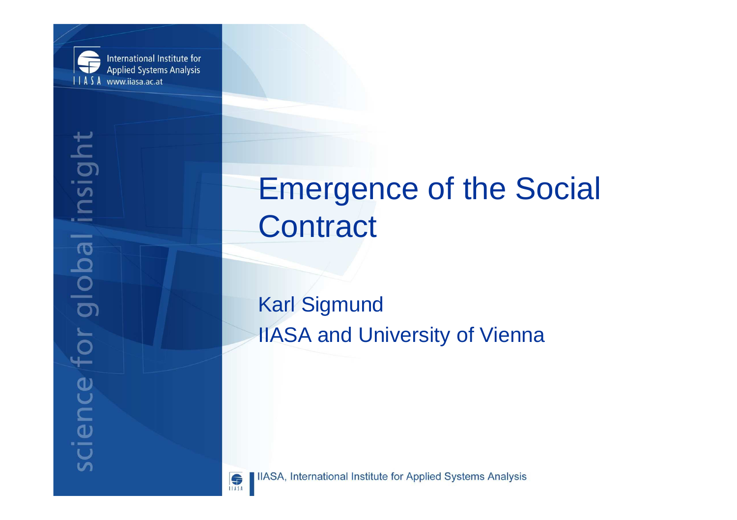# Emergence of the Social Contract

Karl Sigmund

IIASA and University of Vienna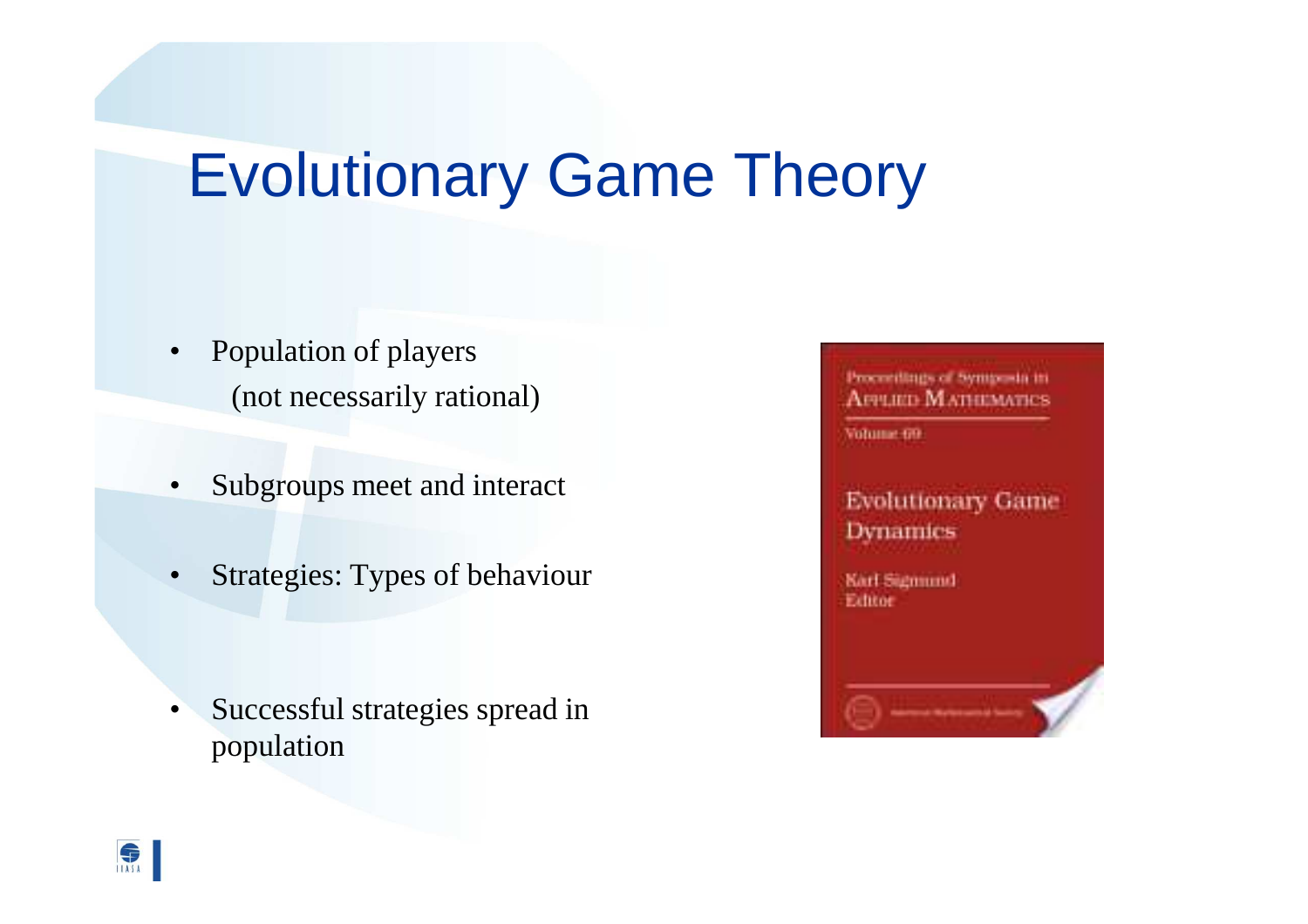# Evolutionary Game Theory

- Population of players
  (not necessarily rational)
- Subgroups meet and interact
- Strategies: Types of behaviour
- Successful strategies spread in population

Proceedings of Symposia in Applied Mathematics

Volume 69

Evolutionary Game Dynamics

Karl Sigmund
Editor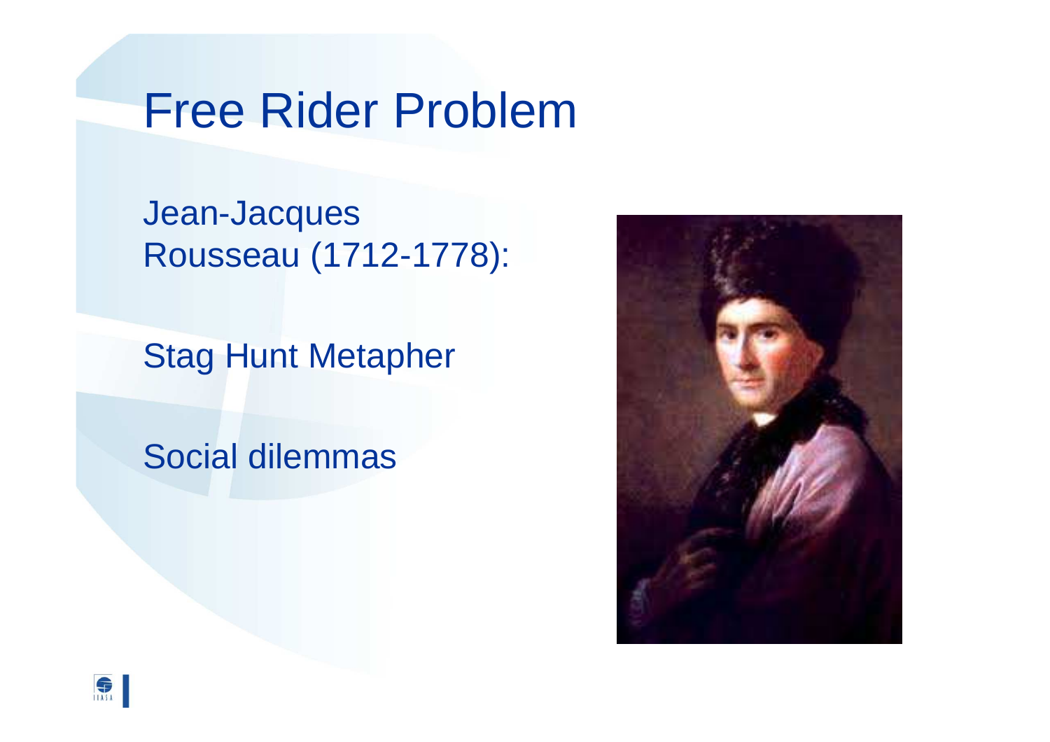# Free Rider Problem

Jean-Jacques Rousseau (1712-1778):

Stag Hunt Metapher

Social dilemmas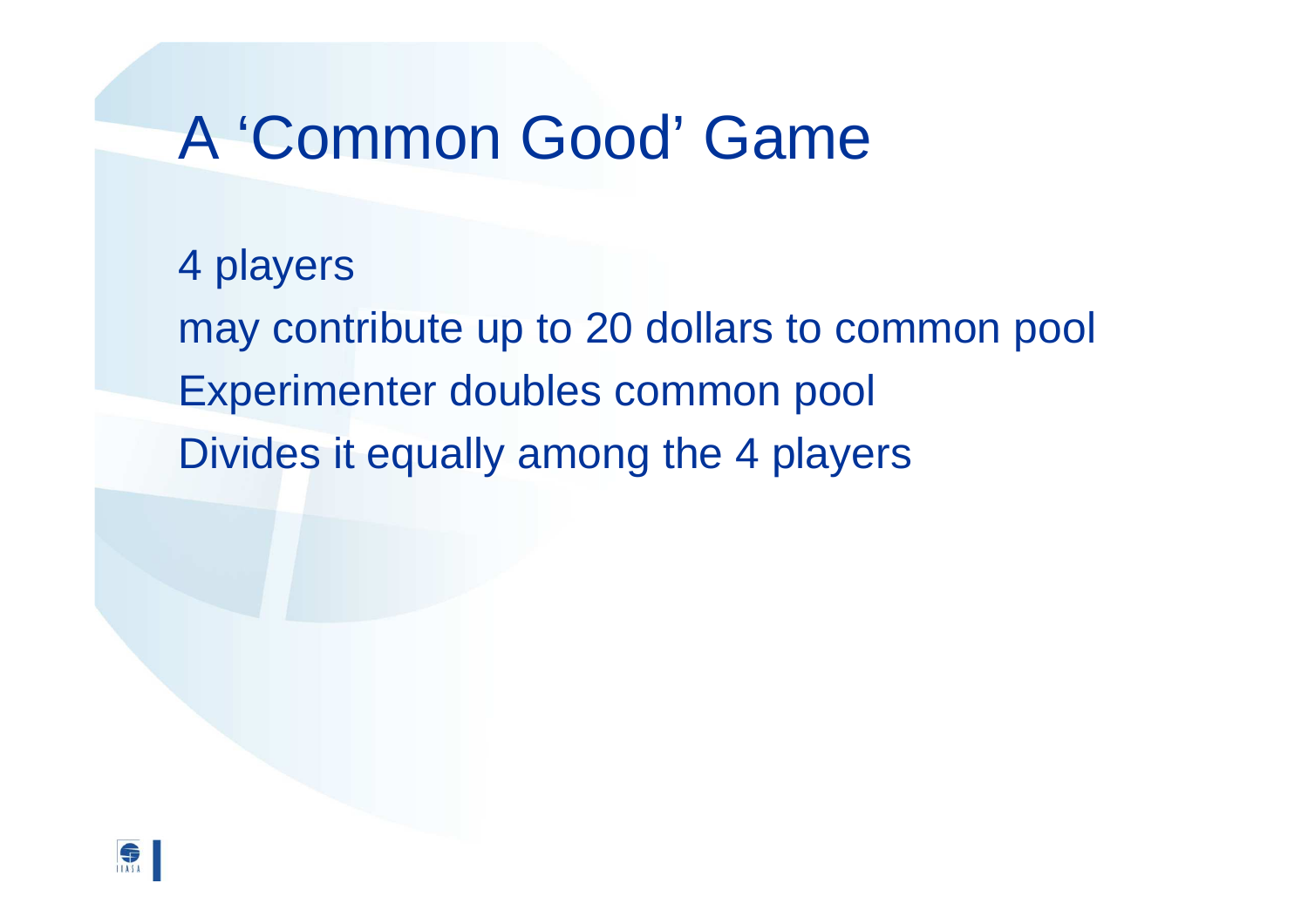# A ‘Common Good’ Game

4 players

may contribute up to 20 dollars to common pool

Experimenter doubles common pool

Divides it equally among the 4 players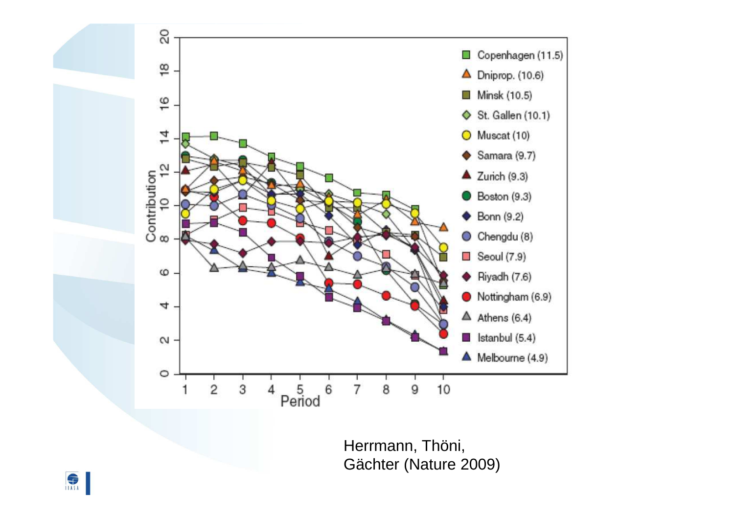Herrmann, Thöni,
Gächter (Nature 2009)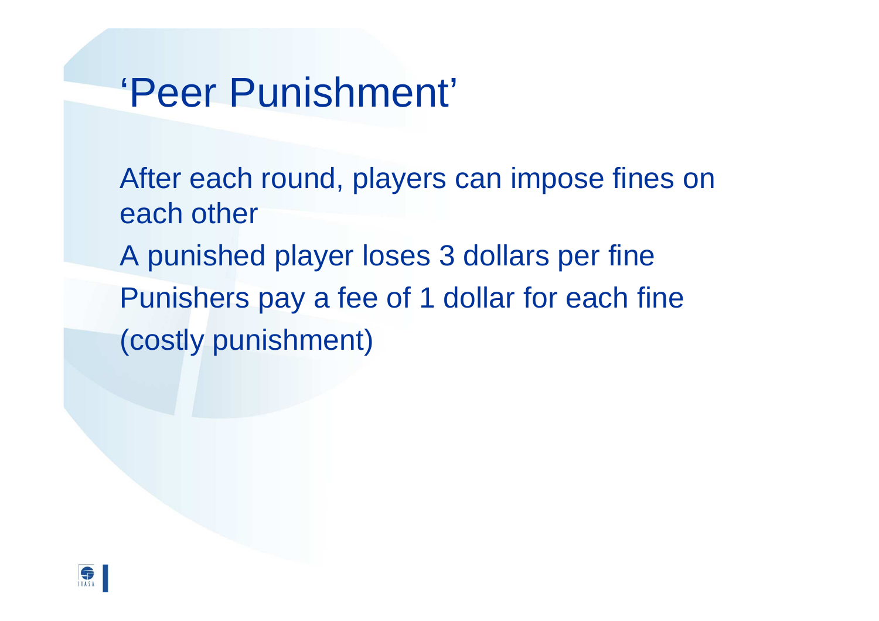# 'Peer Punishment'

After each round, players can impose fines on each other

A punished player loses 3 dollars per fine

Punishers pay a fee of 1 dollar for each fine (costly punishment)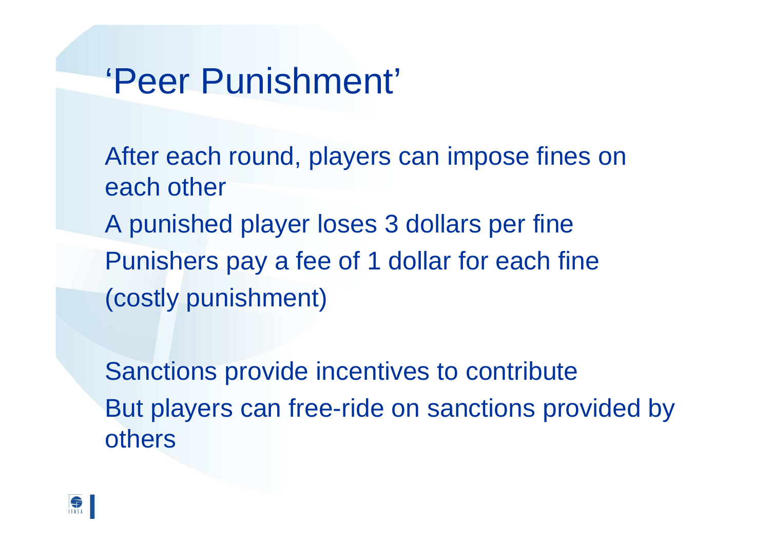# 'Peer Punishment'

After each round, players can impose fines on each other

A punished player loses 3 dollars per fine

Punishers pay a fee of 1 dollar for each fine (costly punishment)

Sanctions provide incentives to contribute

But players can free-ride on sanctions provided by others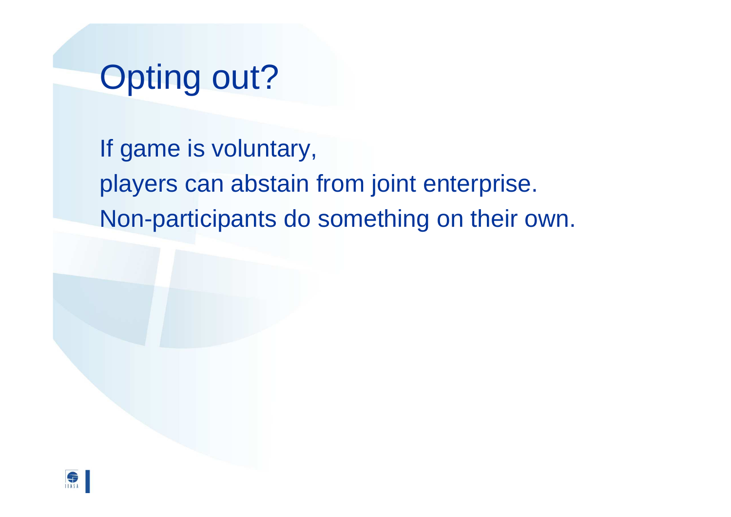# Opting out?

If game is voluntary,
players can abstain from joint enterprise.
Non-participants do something on their own.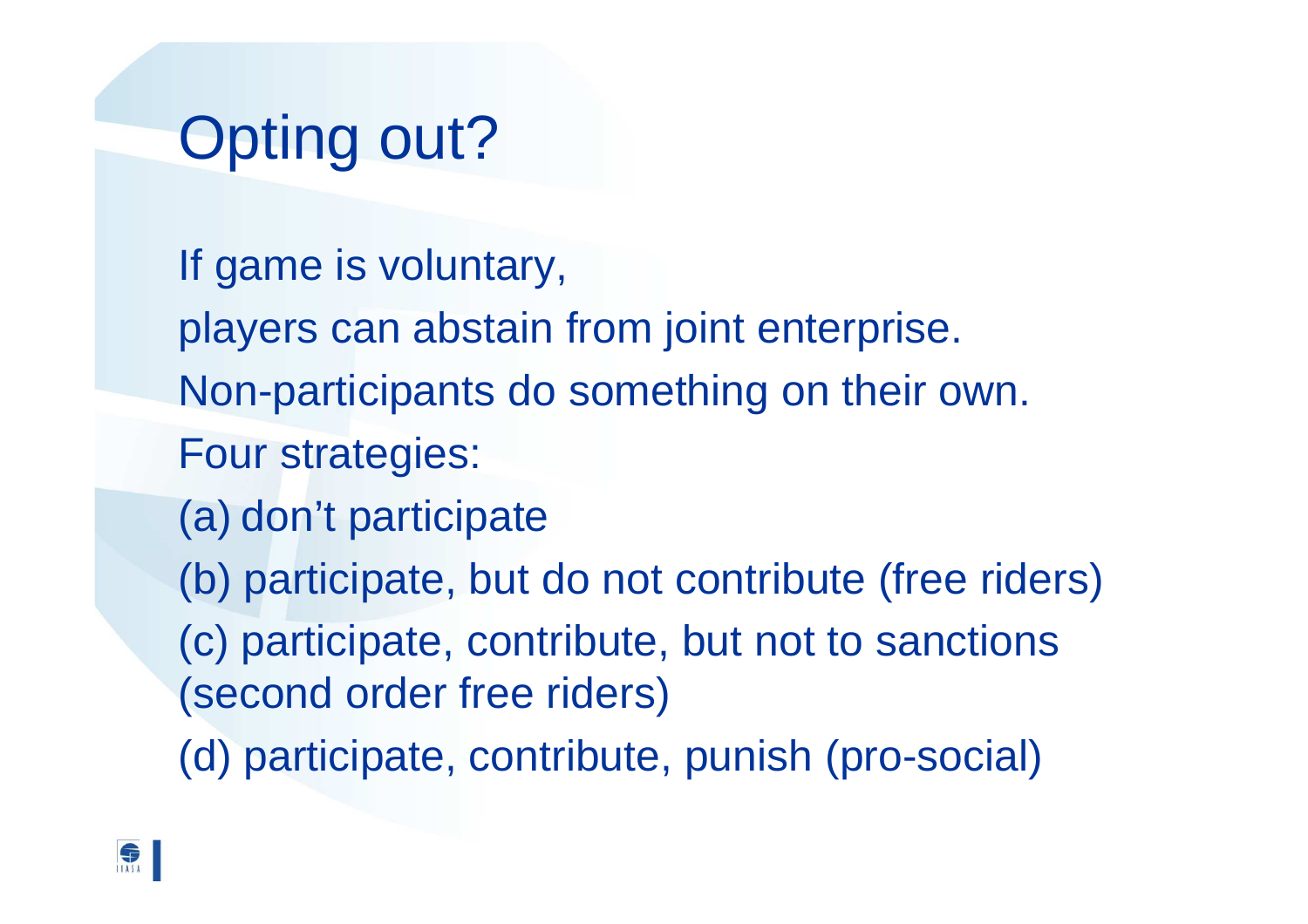# Opting out?

If game is voluntary,

players can abstain from joint enterprise.

Non-participants do something on their own.

Four strategies:

(a) don't participate

(b) participate, but do not contribute (free riders)

(c) participate, contribute, but not to sanctions (second order free riders)

(d) participate, contribute, punish (pro-social)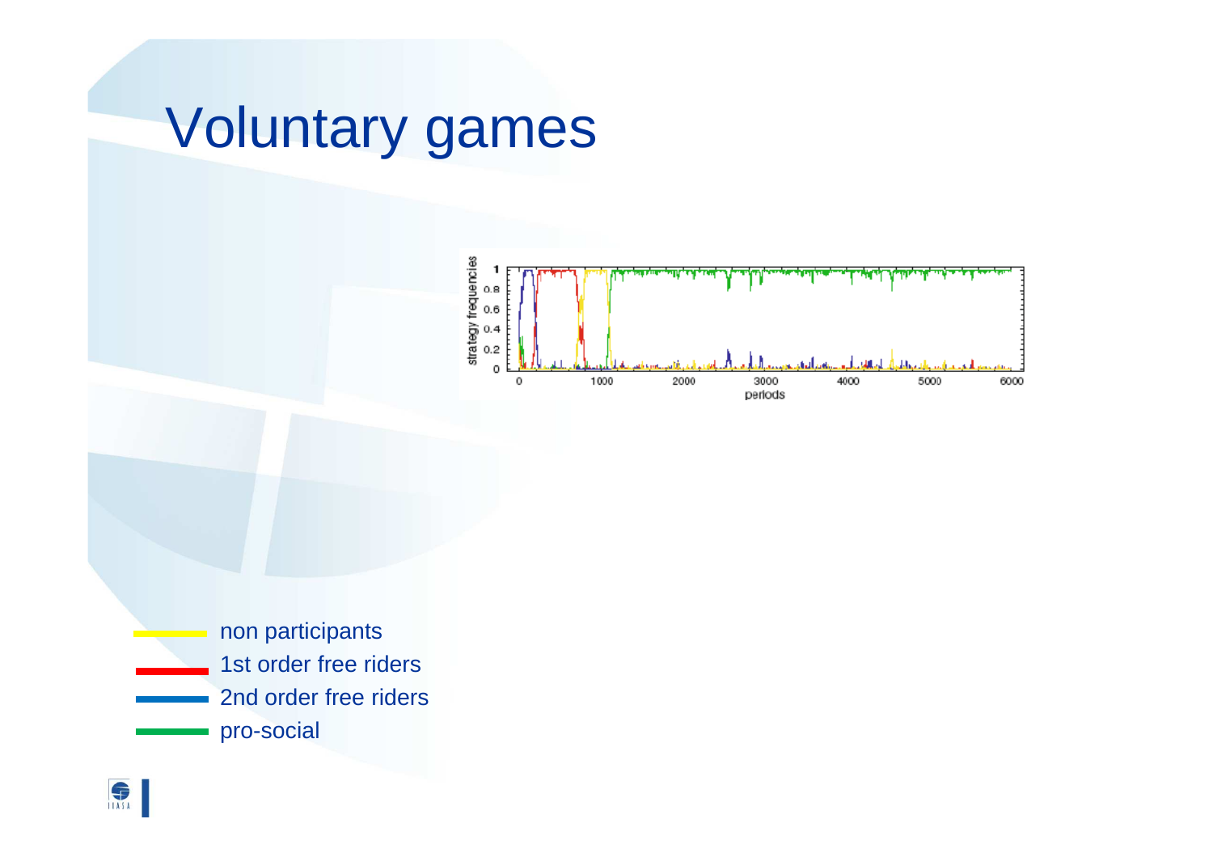# Voluntary games

- non participants
- 1st order free riders
- 2nd order free riders
- pro-social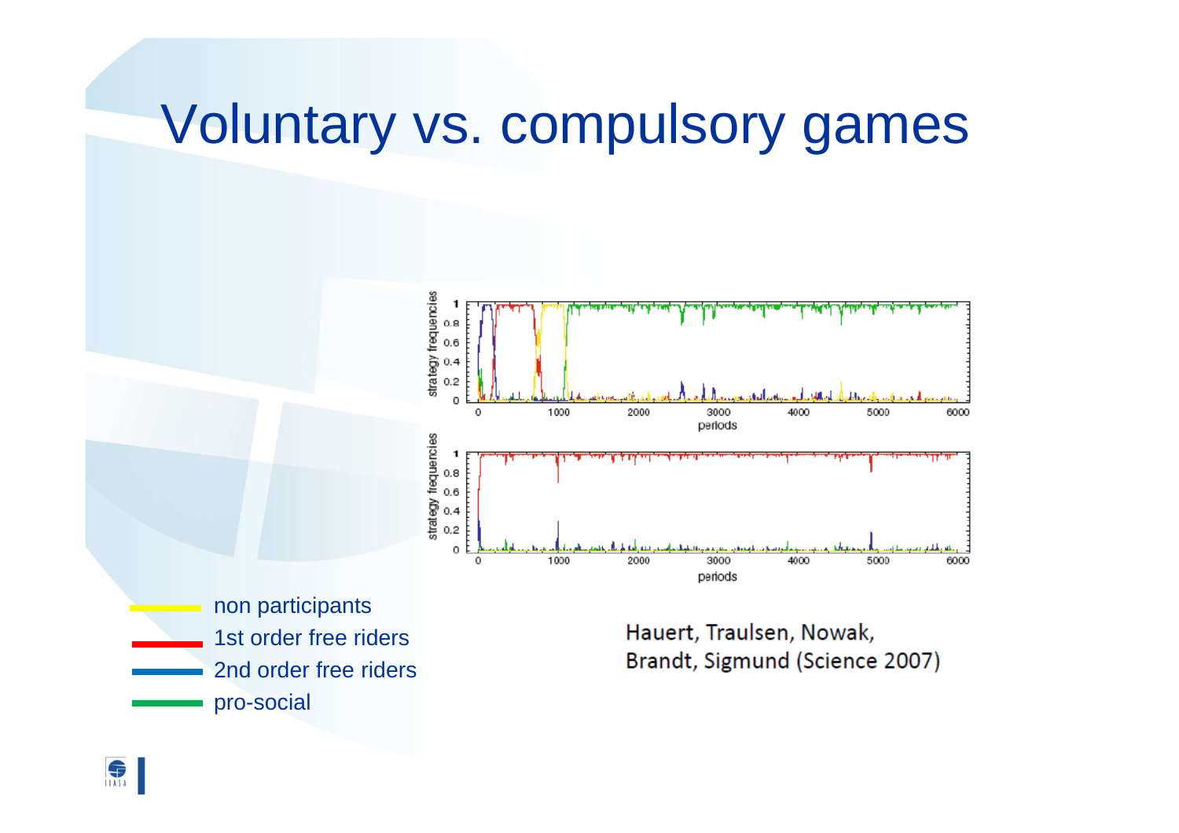# Voluntary vs. compulsory games

- non participants
- 1st order free riders
- 2nd order free riders
- pro-social

Hauert, Traulsen, Nowak, Brandt, Sigmund (Science 2007)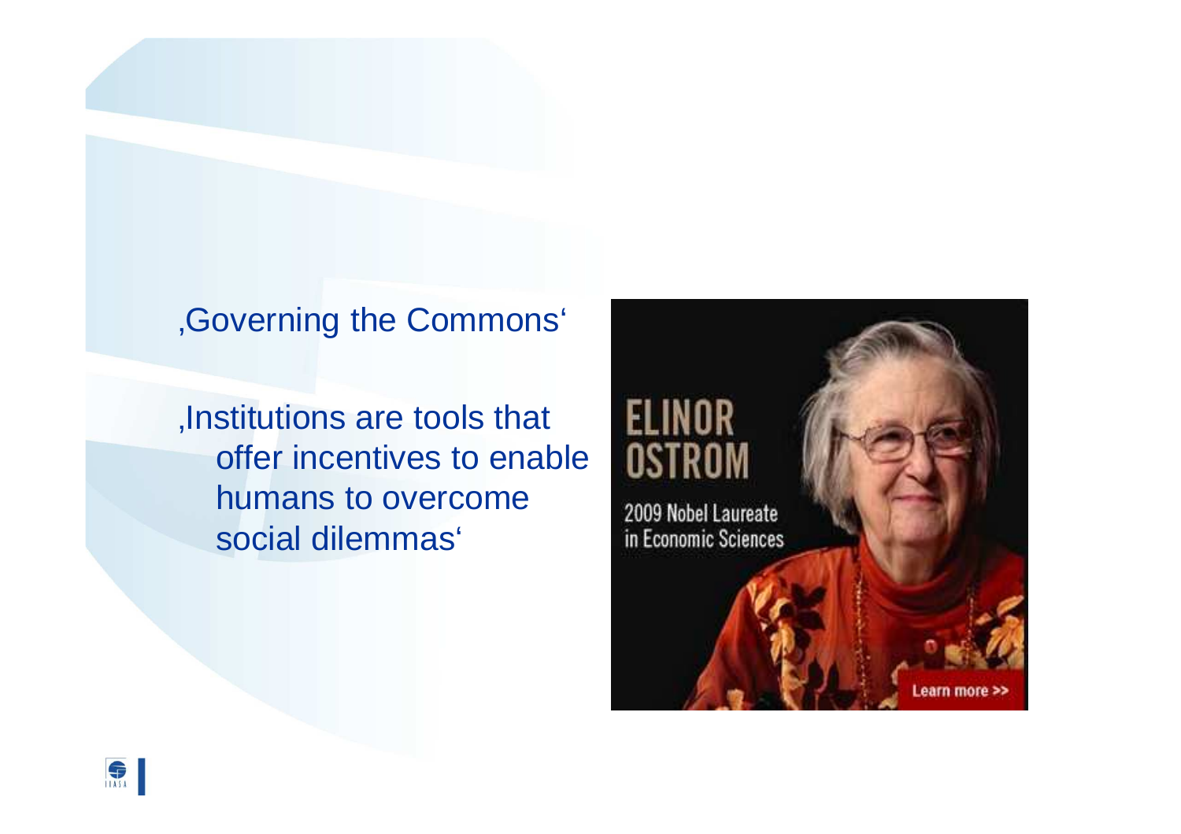‚Governing the Commons‘

‚Institutions are tools that offer incentives to enable humans to overcome social dilemmas‘

ELINOR OSTROM

2009 Nobel Laureate in Economic Sciences

Learn more >>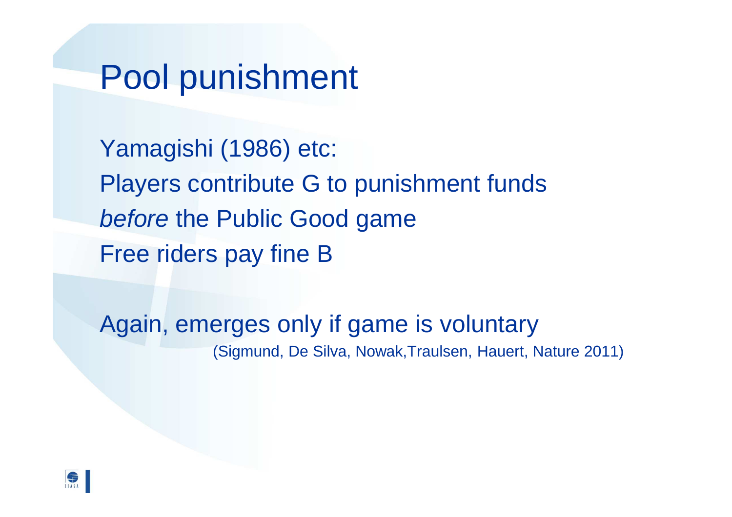# Pool punishment

Yamagishi (1986) etc:
Players contribute G to punishment funds
*before* the Public Good game
Free riders pay fine B

Again, emerges only if game is voluntary
(Sigmund, De Silva, Nowak,Traulsen, Hauert, Nature 2011)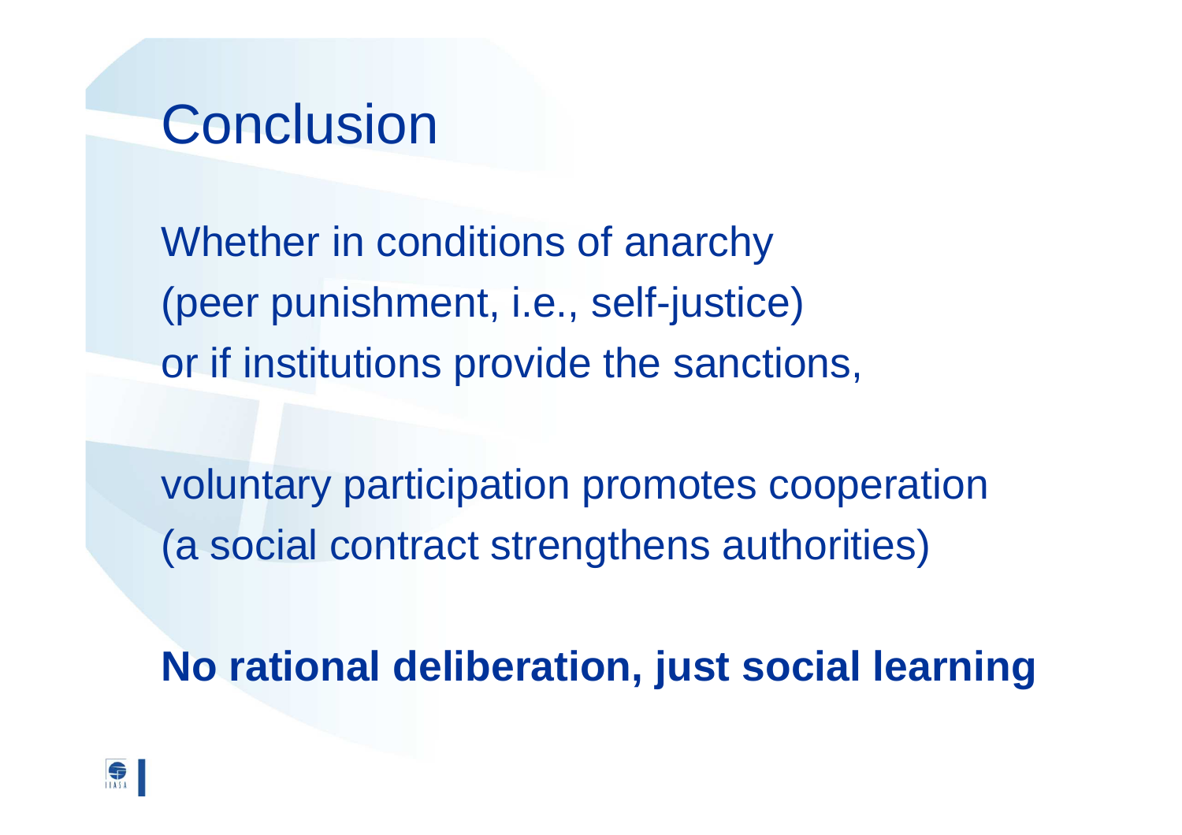# Conclusion

Whether in conditions of anarchy
(peer punishment, i.e., self-justice)
or if institutions provide the sanctions,

voluntary participation promotes cooperation
(a social contract strengthens authorities)

**No rational deliberation, just social learning**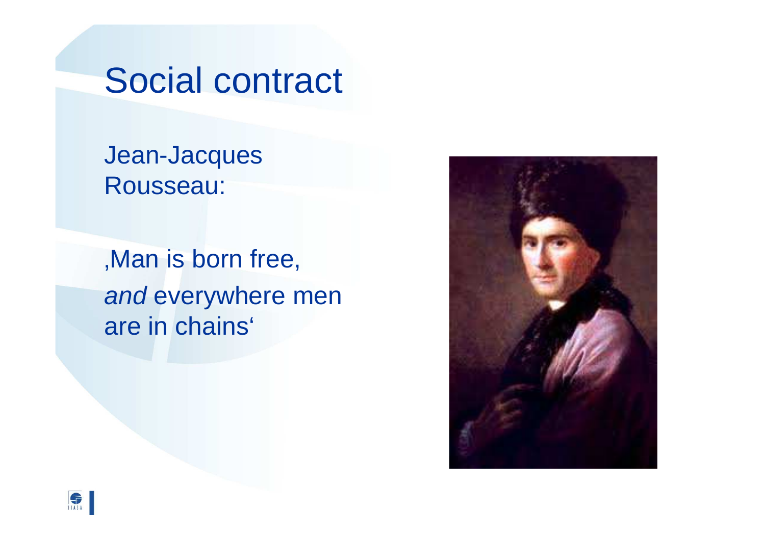# Social contract

Jean-Jacques Rousseau:

‚Man is born free, *and* everywhere men are in chains‘